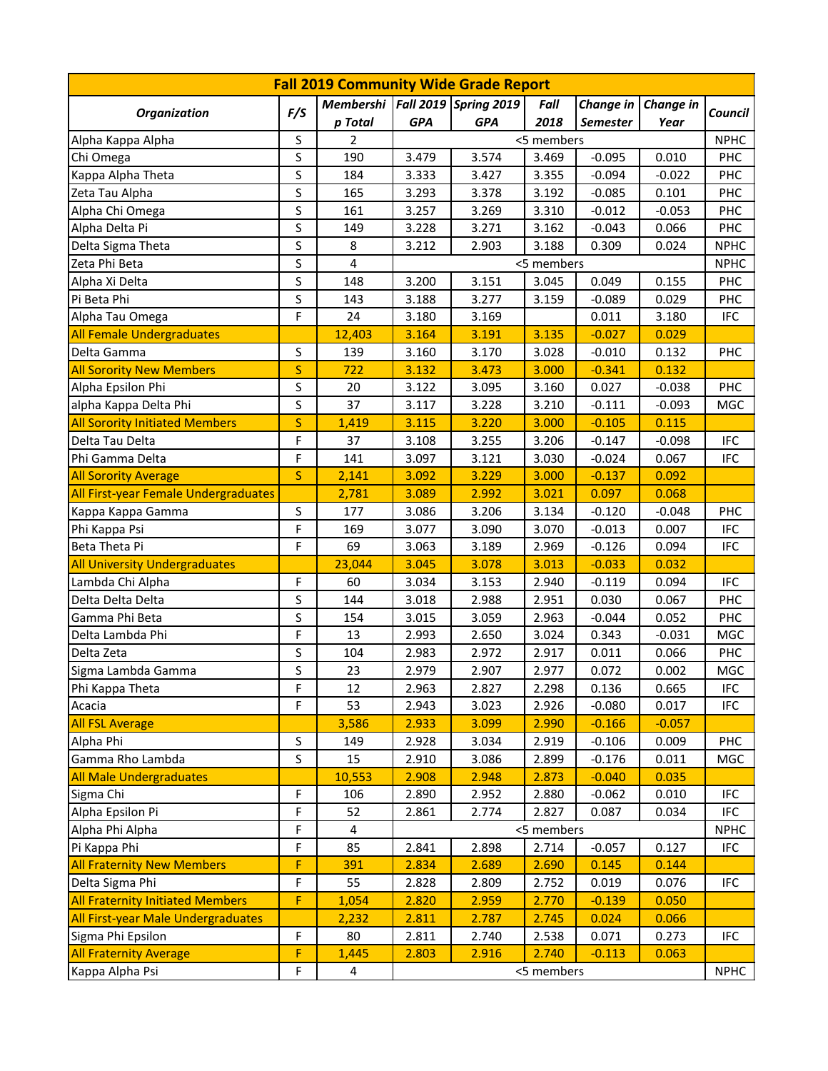| Fall 2019 Community Wide Grade Report | | | | | | | | |
|---|---|---|---|---|---|---|---|---|
| Organization | F/S | Membership Total | Fall 2019 GPA | Spring 2019 GPA | Fall 2018 | Change in Semester | Change in Year | Council |
| Alpha Kappa Alpha | S | 2 | <5 members | | | | | NPHC |
| Chi Omega | S | 190 | 3.479 | 3.574 | 3.469 | -0.095 | 0.010 | PHC |
| Kappa Alpha Theta | S | 184 | 3.333 | 3.427 | 3.355 | -0.094 | -0.022 | PHC |
| Zeta Tau Alpha | S | 165 | 3.293 | 3.378 | 3.192 | -0.085 | 0.101 | PHC |
| Alpha Chi Omega | S | 161 | 3.257 | 3.269 | 3.310 | -0.012 | -0.053 | PHC |
| Alpha Delta Pi | S | 149 | 3.228 | 3.271 | 3.162 | -0.043 | 0.066 | PHC |
| Delta Sigma Theta | S | 8 | 3.212 | 2.903 | 3.188 | 0.309 | 0.024 | NPHC |
| Zeta Phi Beta | S | 4 | <5 members | | | | | NPHC |
| Alpha Xi Delta | S | 148 | 3.200 | 3.151 | 3.045 | 0.049 | 0.155 | PHC |
| Pi Beta Phi | S | 143 | 3.188 | 3.277 | 3.159 | -0.089 | 0.029 | PHC |
| Alpha Tau Omega | F | 24 | 3.180 | 3.169 | | 0.011 | 3.180 | IFC |
| All Female Undergraduates | | 12,403 | 3.164 | 3.191 | 3.135 | -0.027 | 0.029 | |
| Delta Gamma | S | 139 | 3.160 | 3.170 | 3.028 | -0.010 | 0.132 | PHC |
| All Sorority New Members | S | 722 | 3.132 | 3.473 | 3.000 | -0.341 | 0.132 | |
| Alpha Epsilon Phi | S | 20 | 3.122 | 3.095 | 3.160 | 0.027 | -0.038 | PHC |
| alpha Kappa Delta Phi | S | 37 | 3.117 | 3.228 | 3.210 | -0.111 | -0.093 | MGC |
| All Sorority Initiated Members | S | 1,419 | 3.115 | 3.220 | 3.000 | -0.105 | 0.115 | |
| Delta Tau Delta | F | 37 | 3.108 | 3.255 | 3.206 | -0.147 | -0.098 | IFC |
| Phi Gamma Delta | F | 141 | 3.097 | 3.121 | 3.030 | -0.024 | 0.067 | IFC |
| All Sorority Average | S | 2,141 | 3.092 | 3.229 | 3.000 | -0.137 | 0.092 | |
| All First-year Female Undergraduates | | 2,781 | 3.089 | 2.992 | 3.021 | 0.097 | 0.068 | |
| Kappa Kappa Gamma | S | 177 | 3.086 | 3.206 | 3.134 | -0.120 | -0.048 | PHC |
| Phi Kappa Psi | F | 169 | 3.077 | 3.090 | 3.070 | -0.013 | 0.007 | IFC |
| Beta Theta Pi | F | 69 | 3.063 | 3.189 | 2.969 | -0.126 | 0.094 | IFC |
| All University Undergraduates | | 23,044 | 3.045 | 3.078 | 3.013 | -0.033 | 0.032 | |
| Lambda Chi Alpha | F | 60 | 3.034 | 3.153 | 2.940 | -0.119 | 0.094 | IFC |
| Delta Delta Delta | S | 144 | 3.018 | 2.988 | 2.951 | 0.030 | 0.067 | PHC |
| Gamma Phi Beta | S | 154 | 3.015 | 3.059 | 2.963 | -0.044 | 0.052 | PHC |
| Delta Lambda Phi | F | 13 | 2.993 | 2.650 | 3.024 | 0.343 | -0.031 | MGC |
| Delta Zeta | S | 104 | 2.983 | 2.972 | 2.917 | 0.011 | 0.066 | PHC |
| Sigma Lambda Gamma | S | 23 | 2.979 | 2.907 | 2.977 | 0.072 | 0.002 | MGC |
| Phi Kappa Theta | F | 12 | 2.963 | 2.827 | 2.298 | 0.136 | 0.665 | IFC |
| Acacia | F | 53 | 2.943 | 3.023 | 2.926 | -0.080 | 0.017 | IFC |
| All FSL Average | | 3,586 | 2.933 | 3.099 | 2.990 | -0.166 | -0.057 | |
| Alpha Phi | S | 149 | 2.928 | 3.034 | 2.919 | -0.106 | 0.009 | PHC |
| Gamma Rho Lambda | S | 15 | 2.910 | 3.086 | 2.899 | -0.176 | 0.011 | MGC |
| All Male Undergraduates | | 10,553 | 2.908 | 2.948 | 2.873 | -0.040 | 0.035 | |
| Sigma Chi | F | 106 | 2.890 | 2.952 | 2.880 | -0.062 | 0.010 | IFC |
| Alpha Epsilon Pi | F | 52 | 2.861 | 2.774 | 2.827 | 0.087 | 0.034 | IFC |
| Alpha Phi Alpha | F | 4 | <5 members | | | | | NPHC |
| Pi Kappa Phi | F | 85 | 2.841 | 2.898 | 2.714 | -0.057 | 0.127 | IFC |
| All Fraternity New Members | F | 391 | 2.834 | 2.689 | 2.690 | 0.145 | 0.144 | |
| Delta Sigma Phi | F | 55 | 2.828 | 2.809 | 2.752 | 0.019 | 0.076 | IFC |
| All Fraternity Initiated Members | F | 1,054 | 2.820 | 2.959 | 2.770 | -0.139 | 0.050 | |
| All First-year Male Undergraduates | | 2,232 | 2.811 | 2.787 | 2.745 | 0.024 | 0.066 | |
| Sigma Phi Epsilon | F | 80 | 2.811 | 2.740 | 2.538 | 0.071 | 0.273 | IFC |
| All Fraternity Average | F | 1,445 | 2.803 | 2.916 | 2.740 | -0.113 | 0.063 | |
| Kappa Alpha Psi | F | 4 | <5 members | | | | | NPHC |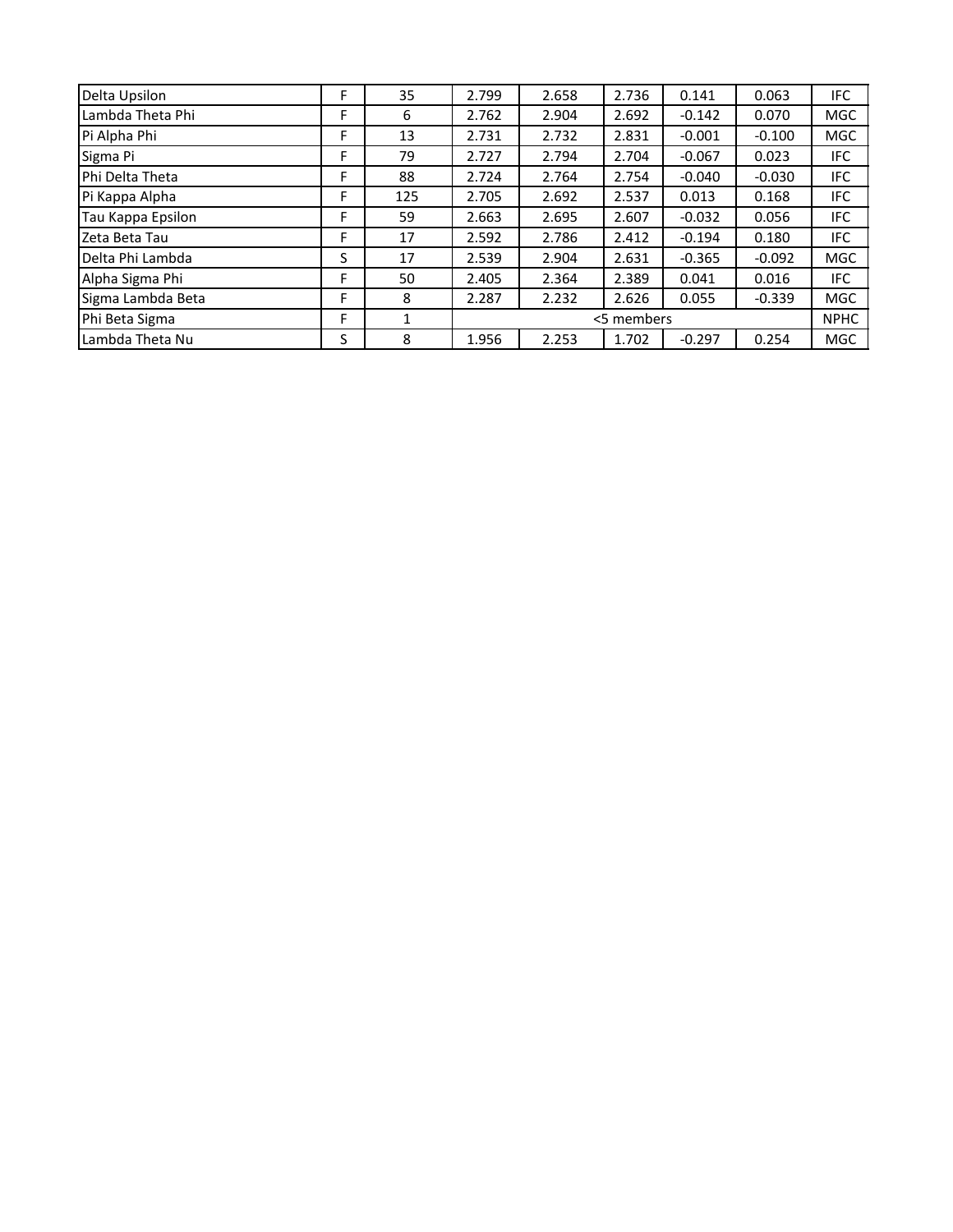| | | | | | | | | |
|---|---|---|---|---|---|---|---|---|
| Delta Upsilon | F | 35 | 2.799 | 2.658 | 2.736 | 0.141 | 0.063 | IFC |
| Lambda Theta Phi | F | 6 | 2.762 | 2.904 | 2.692 | -0.142 | 0.070 | MGC |
| Pi Alpha Phi | F | 13 | 2.731 | 2.732 | 2.831 | -0.001 | -0.100 | MGC |
| Sigma Pi | F | 79 | 2.727 | 2.794 | 2.704 | -0.067 | 0.023 | IFC |
| Phi Delta Theta | F | 88 | 2.724 | 2.764 | 2.754 | -0.040 | -0.030 | IFC |
| Pi Kappa Alpha | F | 125 | 2.705 | 2.692 | 2.537 | 0.013 | 0.168 | IFC |
| Tau Kappa Epsilon | F | 59 | 2.663 | 2.695 | 2.607 | -0.032 | 0.056 | IFC |
| Zeta Beta Tau | F | 17 | 2.592 | 2.786 | 2.412 | -0.194 | 0.180 | IFC |
| Delta Phi Lambda | S | 17 | 2.539 | 2.904 | 2.631 | -0.365 | -0.092 | MGC |
| Alpha Sigma Phi | F | 50 | 2.405 | 2.364 | 2.389 | 0.041 | 0.016 | IFC |
| Sigma Lambda Beta | F | 8 | 2.287 | 2.232 | 2.626 | 0.055 | -0.339 | MGC |
| Phi Beta Sigma | F | 1 | <5 members | | | | | NPHC |
| Lambda Theta Nu | S | 8 | 1.956 | 2.253 | 1.702 | -0.297 | 0.254 | MGC |